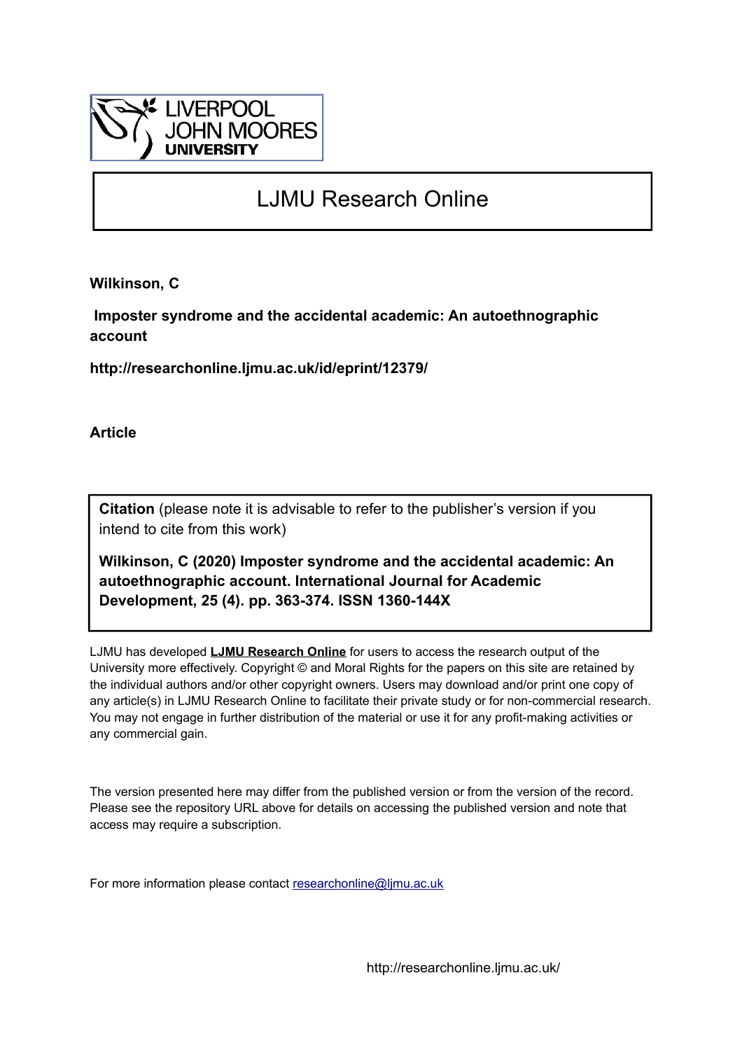LIVERPOOL JOHN MOORES UNIVERSITY

# LJMU Research Online

**Wilkinson, C**

**Imposter syndrome and the accidental academic: An autoethnographic account**

**http://researchonline.ljmu.ac.uk/id/eprint/12379/**

**Article**

**Citation** (please note it is advisable to refer to the publisher's version if you intend to cite from this work)

**Wilkinson, C (2020) Imposter syndrome and the accidental academic: An autoethnographic account. International Journal for Academic Development, 25 (4). pp. 363-374. ISSN 1360-144X**

LJMU has developed **LJMU Research Online** for users to access the research output of the University more effectively. Copyright © and Moral Rights for the papers on this site are retained by the individual authors and/or other copyright owners. Users may download and/or print one copy of any article(s) in LJMU Research Online to facilitate their private study or for non-commercial research. You may not engage in further distribution of the material or use it for any profit-making activities or any commercial gain.

The version presented here may differ from the published version or from the version of the record. Please see the repository URL above for details on accessing the published version and note that access may require a subscription.

For more information please contact researchonline@ljmu.ac.uk

http://researchonline.ljmu.ac.uk/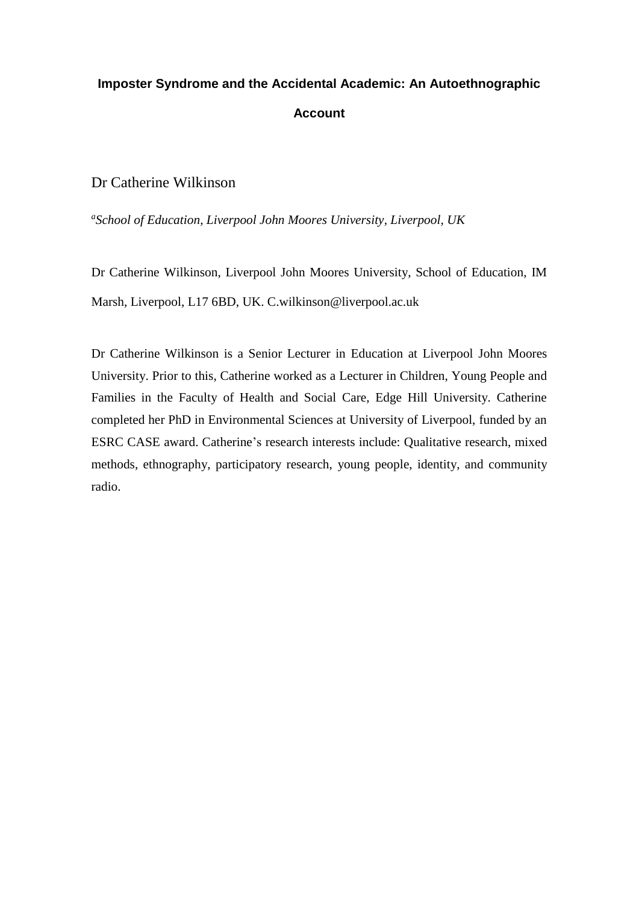# Imposter Syndrome and the Accidental Academic: An Autoethnographic Account

Dr Catherine Wilkinson

[a]*School of Education, Liverpool John Moores University, Liverpool, UK*

Dr Catherine Wilkinson, Liverpool John Moores University, School of Education, IM Marsh, Liverpool, L17 6BD, UK. C.wilkinson@liverpool.ac.uk

Dr Catherine Wilkinson is a Senior Lecturer in Education at Liverpool John Moores University. Prior to this, Catherine worked as a Lecturer in Children, Young People and Families in the Faculty of Health and Social Care, Edge Hill University. Catherine completed her PhD in Environmental Sciences at University of Liverpool, funded by an ESRC CASE award. Catherine's research interests include: Qualitative research, mixed methods, ethnography, participatory research, young people, identity, and community radio.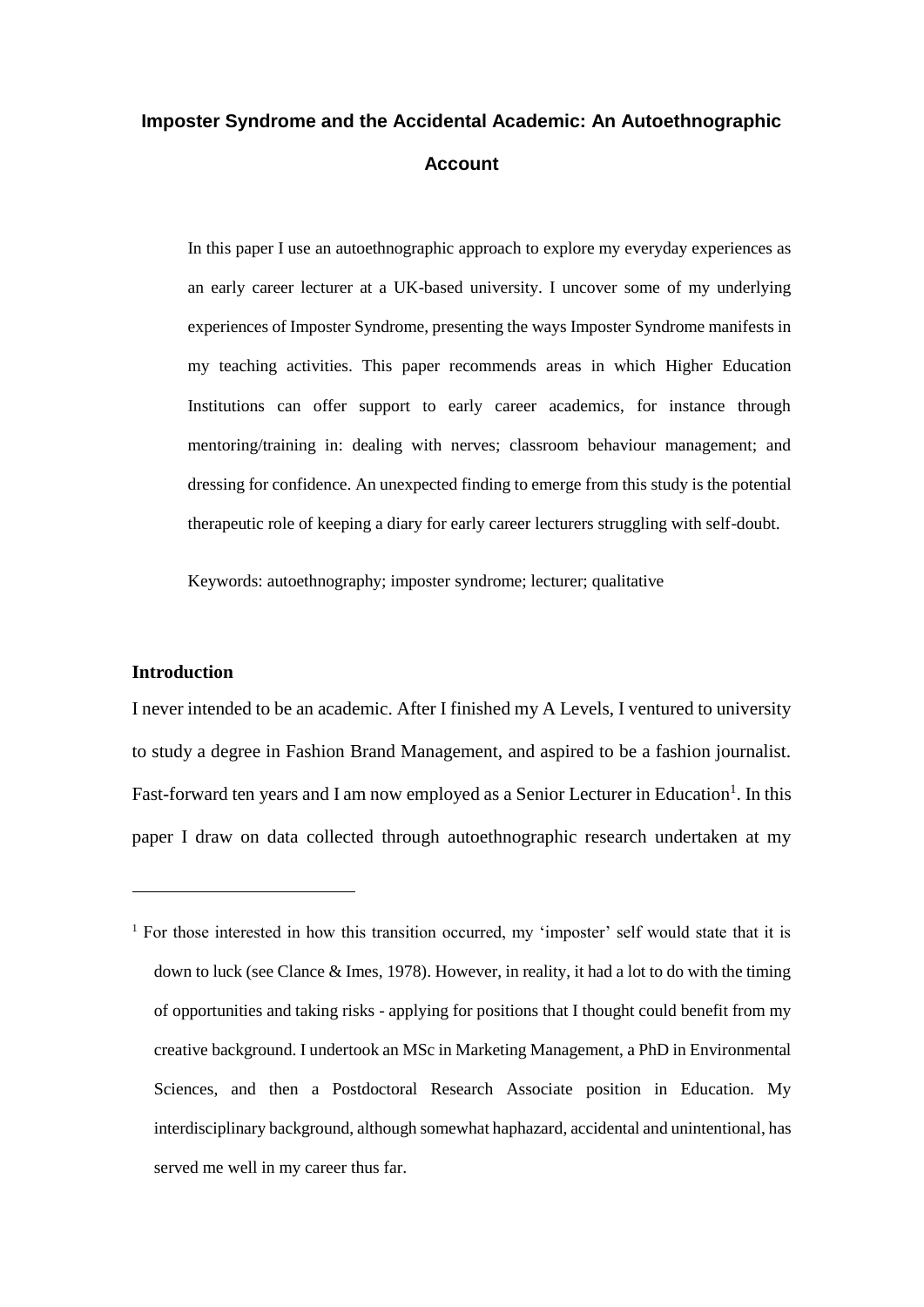# Imposter Syndrome and the Accidental Academic: An Autoethnographic Account

In this paper I use an autoethnographic approach to explore my everyday experiences as an early career lecturer at a UK-based university. I uncover some of my underlying experiences of Imposter Syndrome, presenting the ways Imposter Syndrome manifests in my teaching activities. This paper recommends areas in which Higher Education Institutions can offer support to early career academics, for instance through mentoring/training in: dealing with nerves; classroom behaviour management; and dressing for confidence. An unexpected finding to emerge from this study is the potential therapeutic role of keeping a diary for early career lecturers struggling with self-doubt.

Keywords: autoethnography; imposter syndrome; lecturer; qualitative

## Introduction

I never intended to be an academic. After I finished my A Levels, I ventured to university to study a degree in Fashion Brand Management, and aspired to be a fashion journalist. Fast-forward ten years and I am now employed as a Senior Lecturer in Education[1]. In this paper I draw on data collected through autoethnographic research undertaken at my

---

[1] For those interested in how this transition occurred, my 'imposter' self would state that it is down to luck (see Clance & Imes, 1978). However, in reality, it had a lot to do with the timing of opportunities and taking risks - applying for positions that I thought could benefit from my creative background. I undertook an MSc in Marketing Management, a PhD in Environmental Sciences, and then a Postdoctoral Research Associate position in Education. My interdisciplinary background, although somewhat haphazard, accidental and unintentional, has served me well in my career thus far.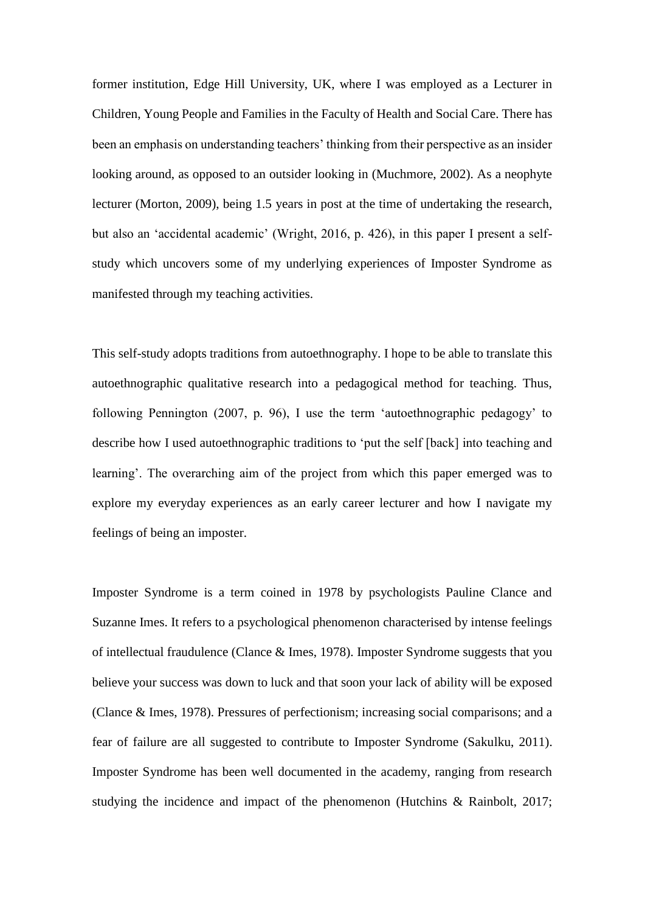former institution, Edge Hill University, UK, where I was employed as a Lecturer in Children, Young People and Families in the Faculty of Health and Social Care. There has been an emphasis on understanding teachers' thinking from their perspective as an insider looking around, as opposed to an outsider looking in (Muchmore, 2002). As a neophyte lecturer (Morton, 2009), being 1.5 years in post at the time of undertaking the research, but also an 'accidental academic' (Wright, 2016, p. 426), in this paper I present a self-study which uncovers some of my underlying experiences of Imposter Syndrome as manifested through my teaching activities.

This self-study adopts traditions from autoethnography. I hope to be able to translate this autoethnographic qualitative research into a pedagogical method for teaching. Thus, following Pennington (2007, p. 96), I use the term 'autoethnographic pedagogy' to describe how I used autoethnographic traditions to 'put the self [back] into teaching and learning'. The overarching aim of the project from which this paper emerged was to explore my everyday experiences as an early career lecturer and how I navigate my feelings of being an imposter.

Imposter Syndrome is a term coined in 1978 by psychologists Pauline Clance and Suzanne Imes. It refers to a psychological phenomenon characterised by intense feelings of intellectual fraudulence (Clance & Imes, 1978). Imposter Syndrome suggests that you believe your success was down to luck and that soon your lack of ability will be exposed (Clance & Imes, 1978). Pressures of perfectionism; increasing social comparisons; and a fear of failure are all suggested to contribute to Imposter Syndrome (Sakulku, 2011). Imposter Syndrome has been well documented in the academy, ranging from research studying the incidence and impact of the phenomenon (Hutchins & Rainbolt, 2017;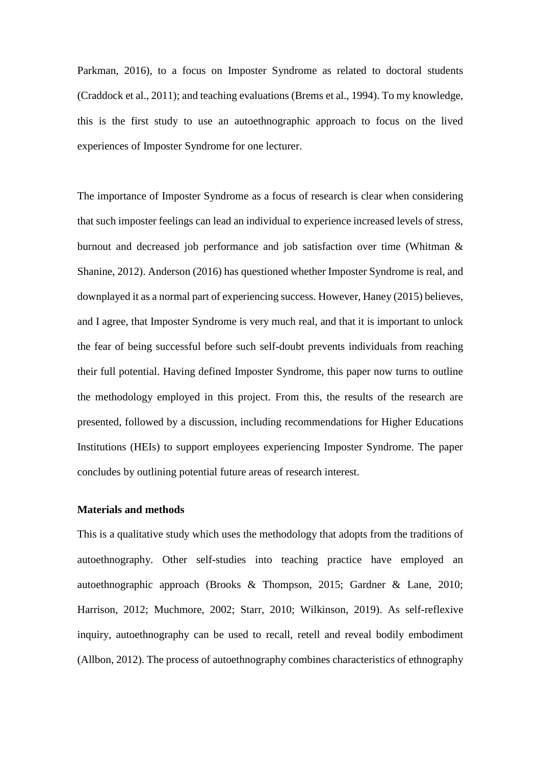Parkman, 2016), to a focus on Imposter Syndrome as related to doctoral students (Craddock et al., 2011); and teaching evaluations (Brems et al., 1994). To my knowledge, this is the first study to use an autoethnographic approach to focus on the lived experiences of Imposter Syndrome for one lecturer.

The importance of Imposter Syndrome as a focus of research is clear when considering that such imposter feelings can lead an individual to experience increased levels of stress, burnout and decreased job performance and job satisfaction over time (Whitman & Shanine, 2012). Anderson (2016) has questioned whether Imposter Syndrome is real, and downplayed it as a normal part of experiencing success. However, Haney (2015) believes, and I agree, that Imposter Syndrome is very much real, and that it is important to unlock the fear of being successful before such self-doubt prevents individuals from reaching their full potential. Having defined Imposter Syndrome, this paper now turns to outline the methodology employed in this project. From this, the results of the research are presented, followed by a discussion, including recommendations for Higher Educations Institutions (HEIs) to support employees experiencing Imposter Syndrome. The paper concludes by outlining potential future areas of research interest.

**Materials and methods**

This is a qualitative study which uses the methodology that adopts from the traditions of autoethnography. Other self-studies into teaching practice have employed an autoethnographic approach (Brooks & Thompson, 2015; Gardner & Lane, 2010; Harrison, 2012; Muchmore, 2002; Starr, 2010; Wilkinson, 2019). As self-reflexive inquiry, autoethnography can be used to recall, retell and reveal bodily embodiment (Allbon, 2012). The process of autoethnography combines characteristics of ethnography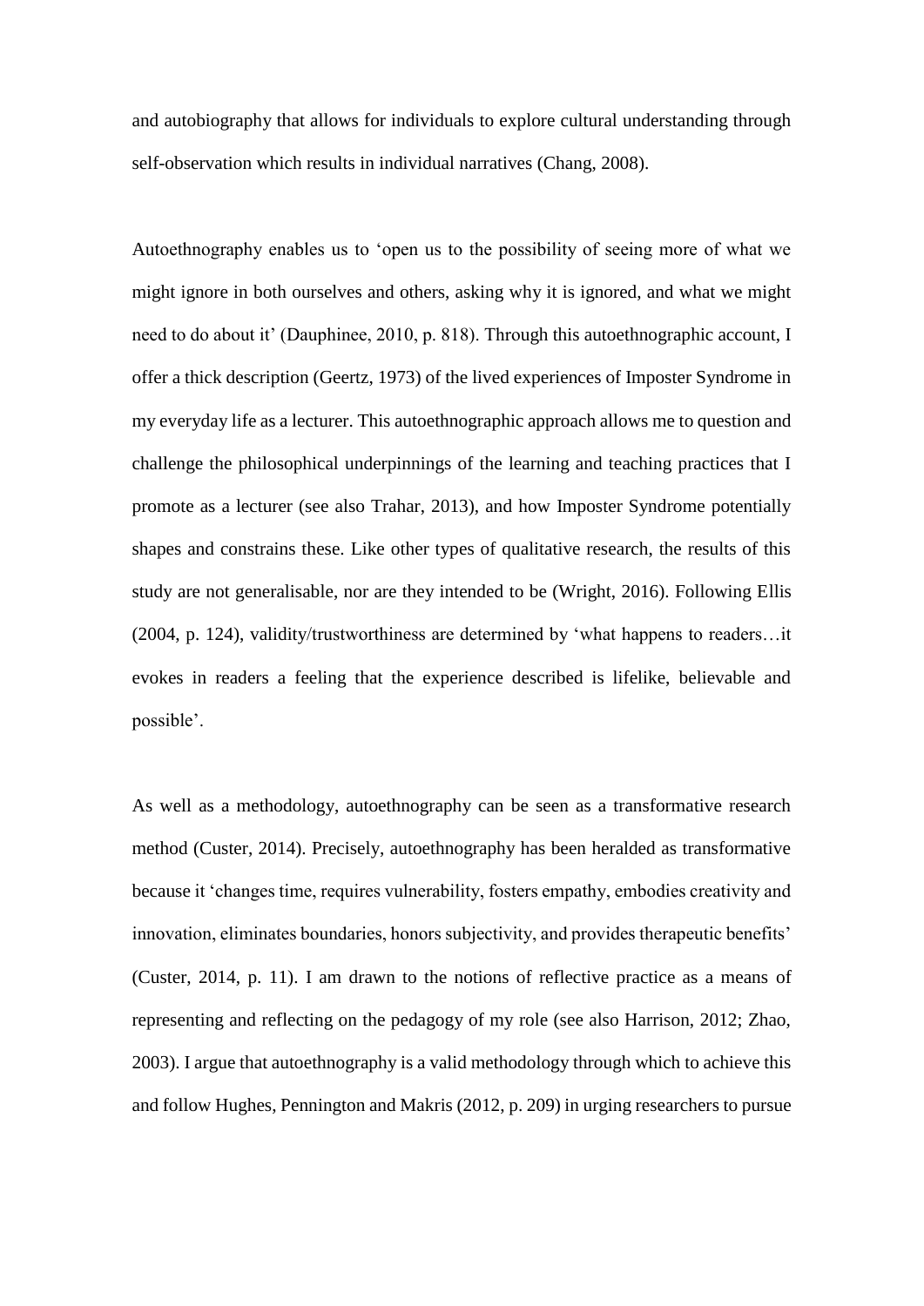and autobiography that allows for individuals to explore cultural understanding through self-observation which results in individual narratives (Chang, 2008).

Autoethnography enables us to 'open us to the possibility of seeing more of what we might ignore in both ourselves and others, asking why it is ignored, and what we might need to do about it' (Dauphinee, 2010, p. 818). Through this autoethnographic account, I offer a thick description (Geertz, 1973) of the lived experiences of Imposter Syndrome in my everyday life as a lecturer. This autoethnographic approach allows me to question and challenge the philosophical underpinnings of the learning and teaching practices that I promote as a lecturer (see also Trahar, 2013), and how Imposter Syndrome potentially shapes and constrains these. Like other types of qualitative research, the results of this study are not generalisable, nor are they intended to be (Wright, 2016). Following Ellis (2004, p. 124), validity/trustworthiness are determined by 'what happens to readers…it evokes in readers a feeling that the experience described is lifelike, believable and possible'.

As well as a methodology, autoethnography can be seen as a transformative research method (Custer, 2014). Precisely, autoethnography has been heralded as transformative because it 'changes time, requires vulnerability, fosters empathy, embodies creativity and innovation, eliminates boundaries, honors subjectivity, and provides therapeutic benefits' (Custer, 2014, p. 11). I am drawn to the notions of reflective practice as a means of representing and reflecting on the pedagogy of my role (see also Harrison, 2012; Zhao, 2003). I argue that autoethnography is a valid methodology through which to achieve this and follow Hughes, Pennington and Makris (2012, p. 209) in urging researchers to pursue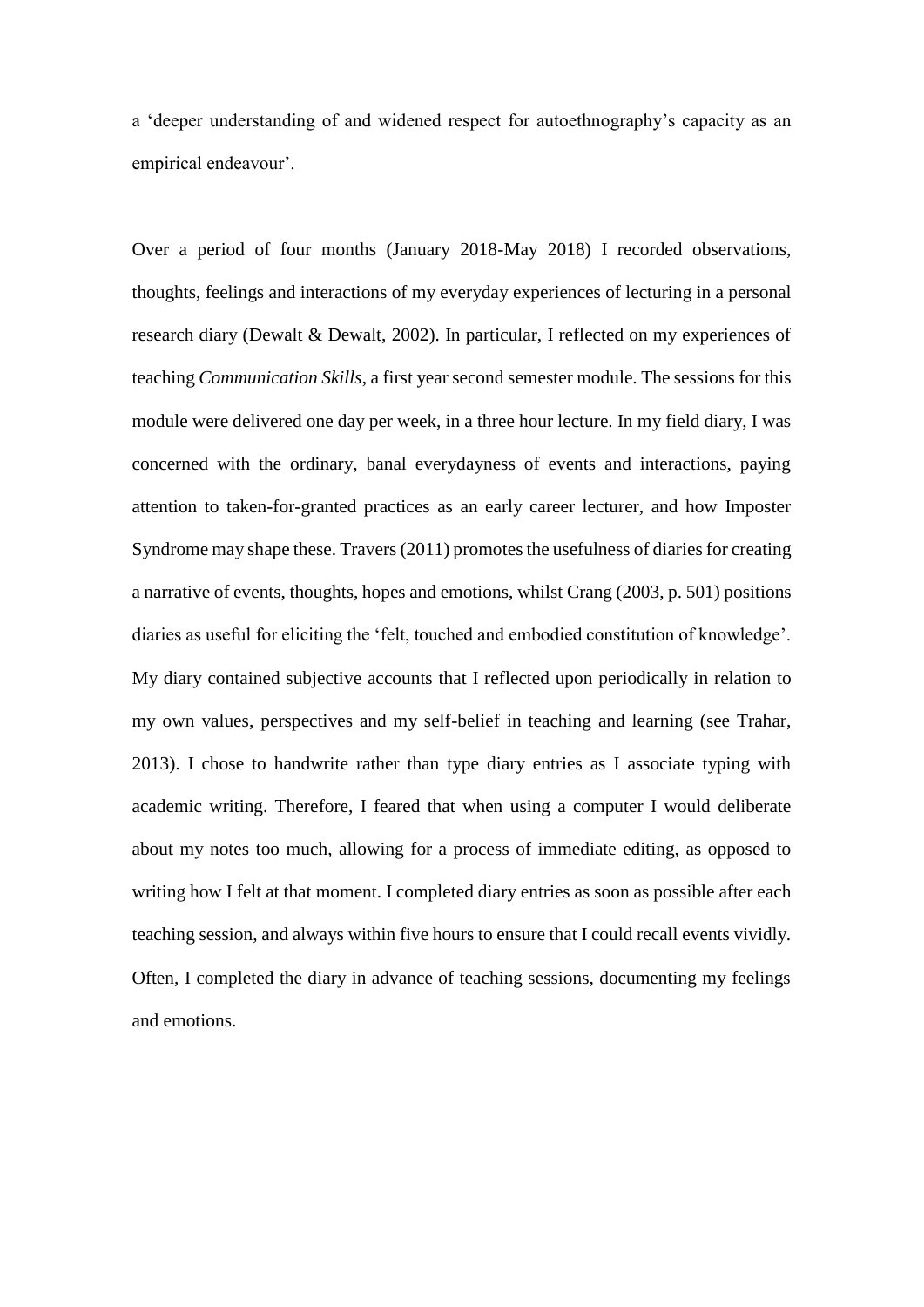a 'deeper understanding of and widened respect for autoethnography's capacity as an empirical endeavour'.

Over a period of four months (January 2018-May 2018) I recorded observations, thoughts, feelings and interactions of my everyday experiences of lecturing in a personal research diary (Dewalt & Dewalt, 2002). In particular, I reflected on my experiences of teaching *Communication Skills*, a first year second semester module. The sessions for this module were delivered one day per week, in a three hour lecture. In my field diary, I was concerned with the ordinary, banal everydayness of events and interactions, paying attention to taken-for-granted practices as an early career lecturer, and how Imposter Syndrome may shape these. Travers (2011) promotes the usefulness of diaries for creating a narrative of events, thoughts, hopes and emotions, whilst Crang (2003, p. 501) positions diaries as useful for eliciting the 'felt, touched and embodied constitution of knowledge'. My diary contained subjective accounts that I reflected upon periodically in relation to my own values, perspectives and my self-belief in teaching and learning (see Trahar, 2013). I chose to handwrite rather than type diary entries as I associate typing with academic writing. Therefore, I feared that when using a computer I would deliberate about my notes too much, allowing for a process of immediate editing, as opposed to writing how I felt at that moment. I completed diary entries as soon as possible after each teaching session, and always within five hours to ensure that I could recall events vividly. Often, I completed the diary in advance of teaching sessions, documenting my feelings and emotions.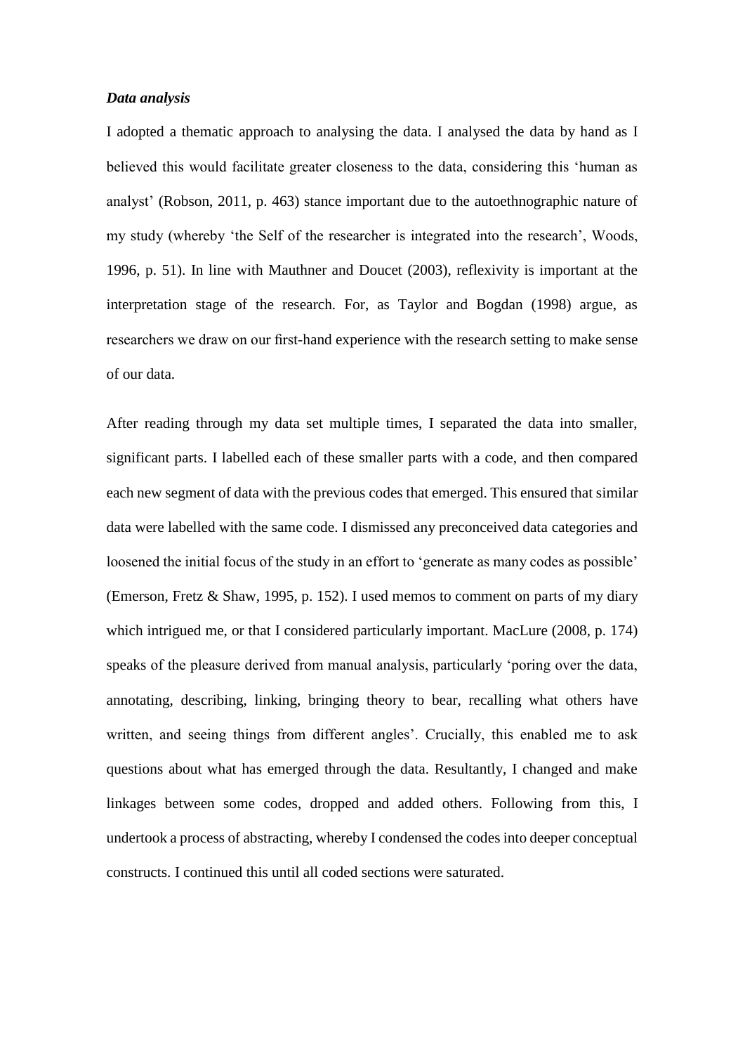***Data analysis***

I adopted a thematic approach to analysing the data. I analysed the data by hand as I believed this would facilitate greater closeness to the data, considering this 'human as analyst' (Robson, 2011, p. 463) stance important due to the autoethnographic nature of my study (whereby 'the Self of the researcher is integrated into the research', Woods, 1996, p. 51). In line with Mauthner and Doucet (2003), reflexivity is important at the interpretation stage of the research. For, as Taylor and Bogdan (1998) argue, as researchers we draw on our first-hand experience with the research setting to make sense of our data.

After reading through my data set multiple times, I separated the data into smaller, significant parts. I labelled each of these smaller parts with a code, and then compared each new segment of data with the previous codes that emerged. This ensured that similar data were labelled with the same code. I dismissed any preconceived data categories and loosened the initial focus of the study in an effort to 'generate as many codes as possible' (Emerson, Fretz & Shaw, 1995, p. 152). I used memos to comment on parts of my diary which intrigued me, or that I considered particularly important. MacLure (2008, p. 174) speaks of the pleasure derived from manual analysis, particularly 'poring over the data, annotating, describing, linking, bringing theory to bear, recalling what others have written, and seeing things from different angles'. Crucially, this enabled me to ask questions about what has emerged through the data. Resultantly, I changed and make linkages between some codes, dropped and added others. Following from this, I undertook a process of abstracting, whereby I condensed the codes into deeper conceptual constructs. I continued this until all coded sections were saturated.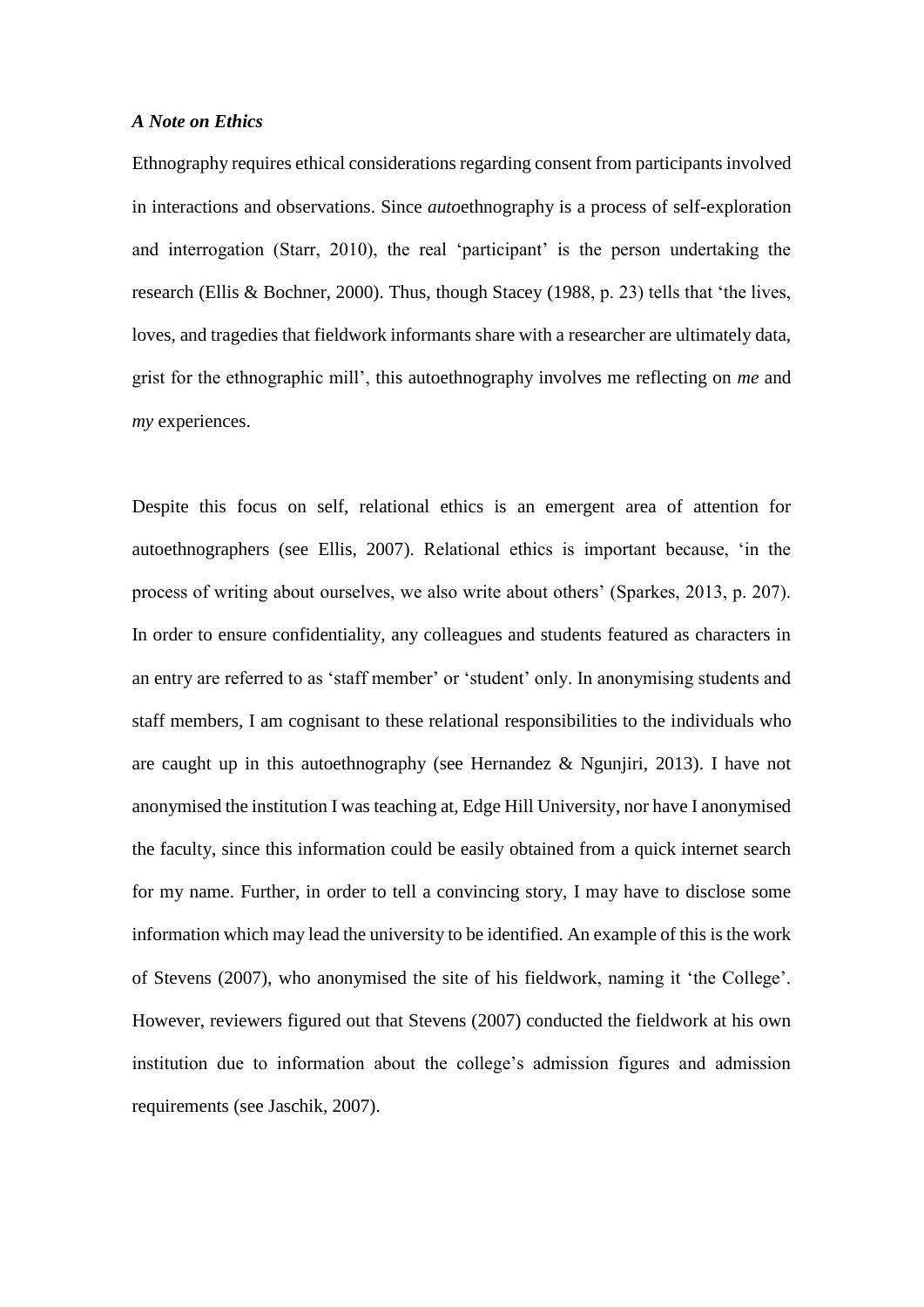### *A Note on Ethics*

Ethnography requires ethical considerations regarding consent from participants involved in interactions and observations. Since *auto*ethnography is a process of self-exploration and interrogation (Starr, 2010), the real 'participant' is the person undertaking the research (Ellis & Bochner, 2000). Thus, though Stacey (1988, p. 23) tells that 'the lives, loves, and tragedies that fieldwork informants share with a researcher are ultimately data, grist for the ethnographic mill', this autoethnography involves me reflecting on *me* and *my* experiences.

Despite this focus on self, relational ethics is an emergent area of attention for autoethnographers (see Ellis, 2007). Relational ethics is important because, 'in the process of writing about ourselves, we also write about others' (Sparkes, 2013, p. 207). In order to ensure confidentiality, any colleagues and students featured as characters in an entry are referred to as 'staff member' or 'student' only. In anonymising students and staff members, I am cognisant to these relational responsibilities to the individuals who are caught up in this autoethnography (see Hernandez & Ngunjiri, 2013). I have not anonymised the institution I was teaching at, Edge Hill University, nor have I anonymised the faculty, since this information could be easily obtained from a quick internet search for my name. Further, in order to tell a convincing story, I may have to disclose some information which may lead the university to be identified. An example of this is the work of Stevens (2007), who anonymised the site of his fieldwork, naming it 'the College'. However, reviewers figured out that Stevens (2007) conducted the fieldwork at his own institution due to information about the college's admission figures and admission requirements (see Jaschik, 2007).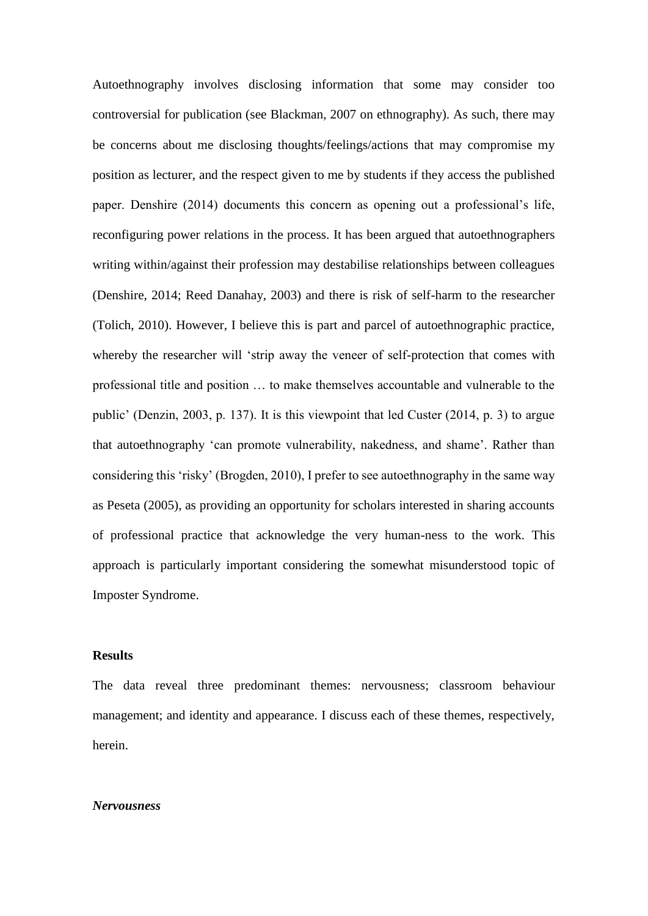Autoethnography involves disclosing information that some may consider too controversial for publication (see Blackman, 2007 on ethnography). As such, there may be concerns about me disclosing thoughts/feelings/actions that may compromise my position as lecturer, and the respect given to me by students if they access the published paper. Denshire (2014) documents this concern as opening out a professional's life, reconfiguring power relations in the process. It has been argued that autoethnographers writing within/against their profession may destabilise relationships between colleagues (Denshire, 2014; Reed Danahay, 2003) and there is risk of self-harm to the researcher (Tolich, 2010). However, I believe this is part and parcel of autoethnographic practice, whereby the researcher will 'strip away the veneer of self-protection that comes with professional title and position … to make themselves accountable and vulnerable to the public' (Denzin, 2003, p. 137). It is this viewpoint that led Custer (2014, p. 3) to argue that autoethnography 'can promote vulnerability, nakedness, and shame'. Rather than considering this 'risky' (Brogden, 2010), I prefer to see autoethnography in the same way as Peseta (2005), as providing an opportunity for scholars interested in sharing accounts of professional practice that acknowledge the very human-ness to the work. This approach is particularly important considering the somewhat misunderstood topic of Imposter Syndrome.

## Results

The data reveal three predominant themes: nervousness; classroom behaviour management; and identity and appearance. I discuss each of these themes, respectively, herein.

### *Nervousness*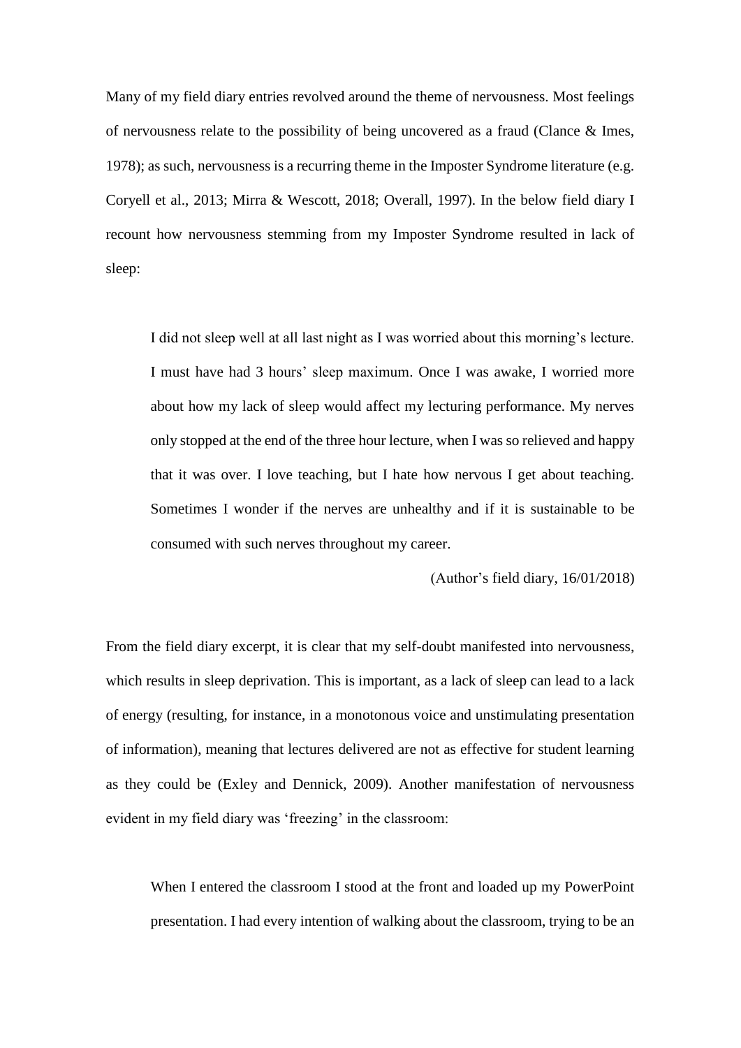Many of my field diary entries revolved around the theme of nervousness. Most feelings of nervousness relate to the possibility of being uncovered as a fraud (Clance & Imes, 1978); as such, nervousness is a recurring theme in the Imposter Syndrome literature (e.g. Coryell et al., 2013; Mirra & Wescott, 2018; Overall, 1997). In the below field diary I recount how nervousness stemming from my Imposter Syndrome resulted in lack of sleep:

> I did not sleep well at all last night as I was worried about this morning's lecture. I must have had 3 hours' sleep maximum. Once I was awake, I worried more about how my lack of sleep would affect my lecturing performance. My nerves only stopped at the end of the three hour lecture, when I was so relieved and happy that it was over. I love teaching, but I hate how nervous I get about teaching. Sometimes I wonder if the nerves are unhealthy and if it is sustainable to be consumed with such nerves throughout my career.
>
> (Author's field diary, 16/01/2018)

From the field diary excerpt, it is clear that my self-doubt manifested into nervousness, which results in sleep deprivation. This is important, as a lack of sleep can lead to a lack of energy (resulting, for instance, in a monotonous voice and unstimulating presentation of information), meaning that lectures delivered are not as effective for student learning as they could be (Exley and Dennick, 2009). Another manifestation of nervousness evident in my field diary was 'freezing' in the classroom:

> When I entered the classroom I stood at the front and loaded up my PowerPoint presentation. I had every intention of walking about the classroom, trying to be an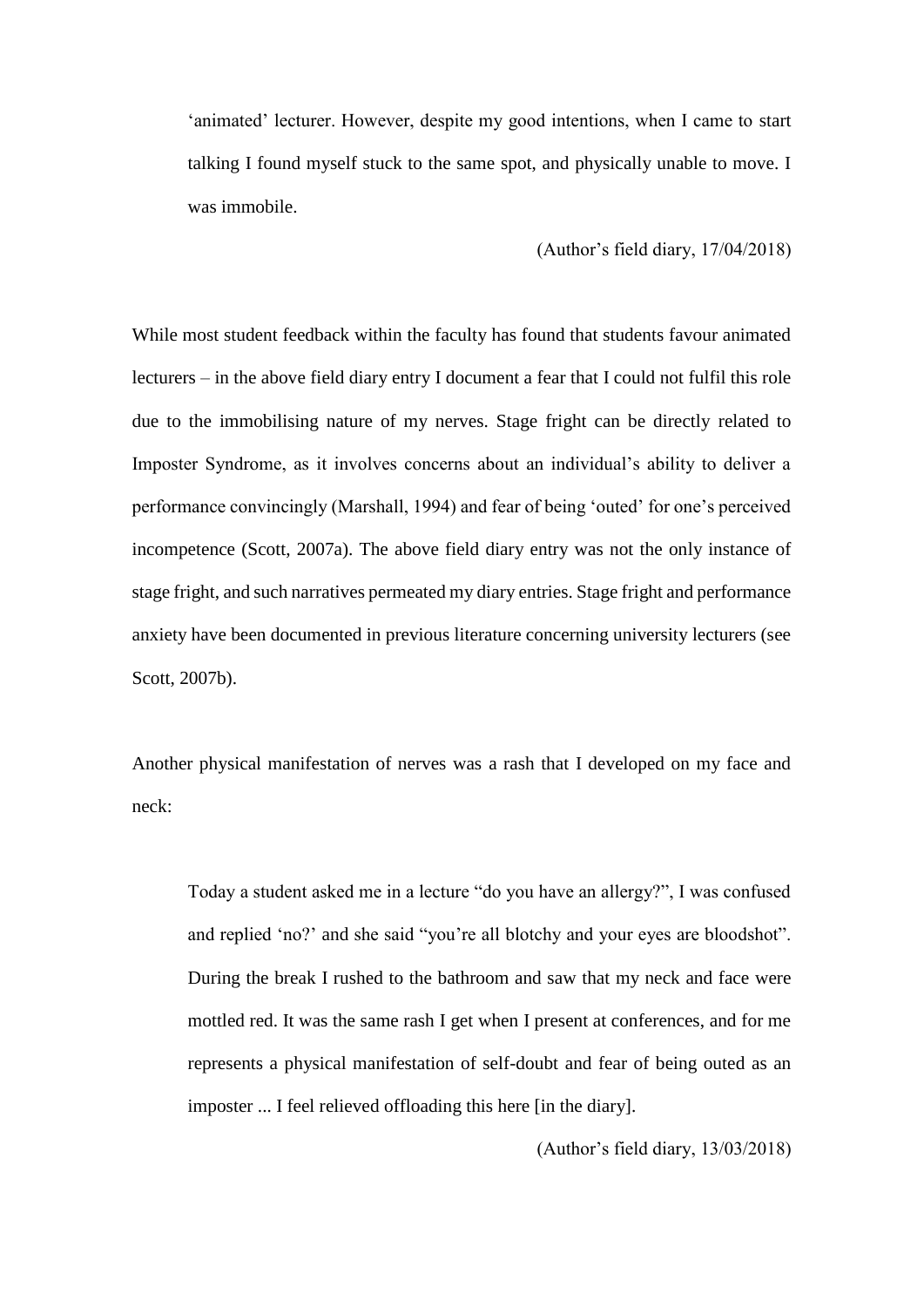> 'animated' lecturer. However, despite my good intentions, when I came to start talking I found myself stuck to the same spot, and physically unable to move. I was immobile.
>
> (Author's field diary, 17/04/2018)

While most student feedback within the faculty has found that students favour animated lecturers – in the above field diary entry I document a fear that I could not fulfil this role due to the immobilising nature of my nerves. Stage fright can be directly related to Imposter Syndrome, as it involves concerns about an individual's ability to deliver a performance convincingly (Marshall, 1994) and fear of being 'outed' for one's perceived incompetence (Scott, 2007a). The above field diary entry was not the only instance of stage fright, and such narratives permeated my diary entries. Stage fright and performance anxiety have been documented in previous literature concerning university lecturers (see Scott, 2007b).

Another physical manifestation of nerves was a rash that I developed on my face and neck:

> Today a student asked me in a lecture "do you have an allergy?", I was confused and replied 'no?' and she said "you're all blotchy and your eyes are bloodshot". During the break I rushed to the bathroom and saw that my neck and face were mottled red. It was the same rash I get when I present at conferences, and for me represents a physical manifestation of self-doubt and fear of being outed as an imposter ... I feel relieved offloading this here [in the diary].
>
> (Author's field diary, 13/03/2018)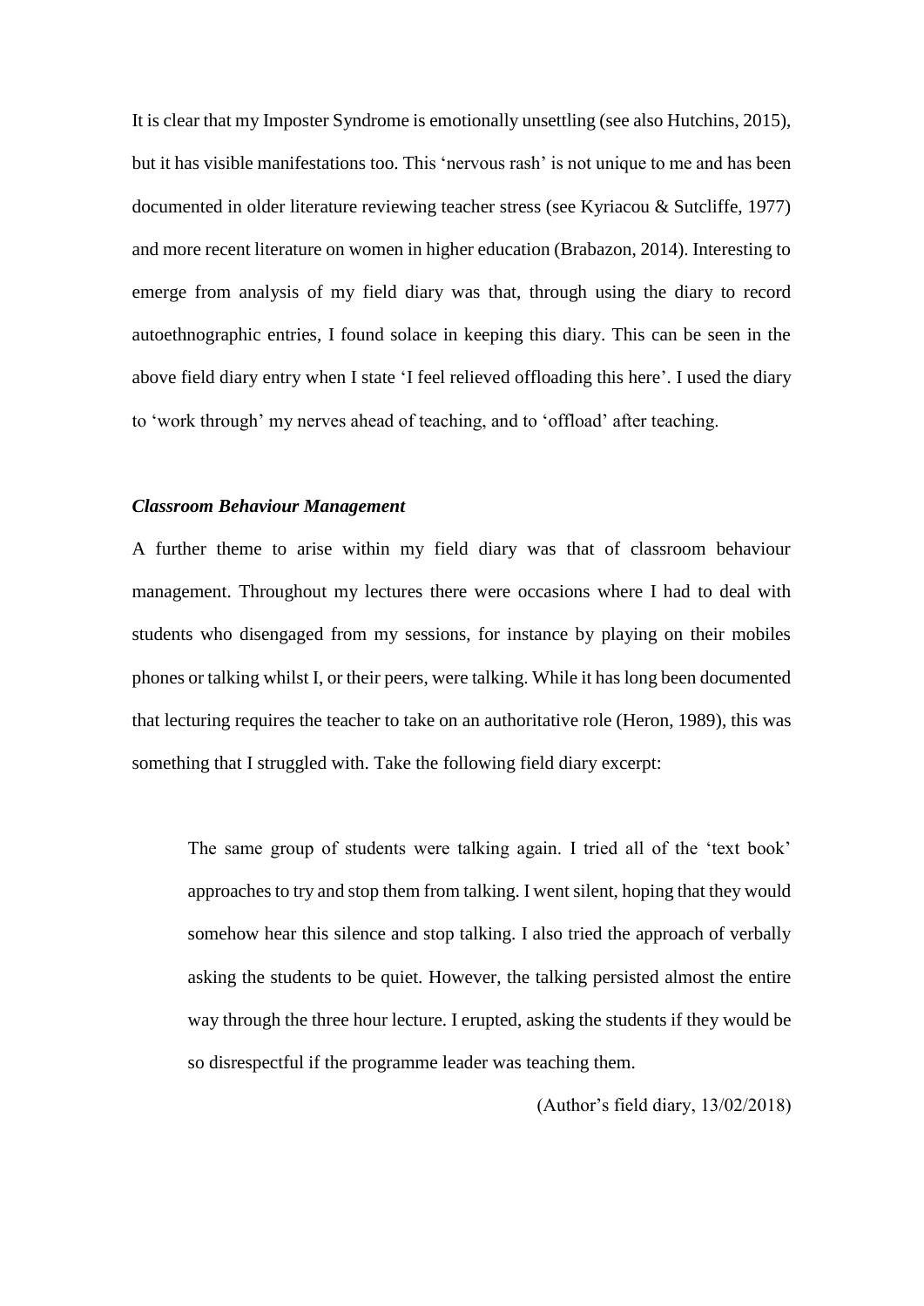It is clear that my Imposter Syndrome is emotionally unsettling (see also Hutchins, 2015), but it has visible manifestations too. This 'nervous rash' is not unique to me and has been documented in older literature reviewing teacher stress (see Kyriacou & Sutcliffe, 1977) and more recent literature on women in higher education (Brabazon, 2014). Interesting to emerge from analysis of my field diary was that, through using the diary to record autoethnographic entries, I found solace in keeping this diary. This can be seen in the above field diary entry when I state 'I feel relieved offloading this here'. I used the diary to 'work through' my nerves ahead of teaching, and to 'offload' after teaching.

### *Classroom Behaviour Management*

A further theme to arise within my field diary was that of classroom behaviour management. Throughout my lectures there were occasions where I had to deal with students who disengaged from my sessions, for instance by playing on their mobiles phones or talking whilst I, or their peers, were talking. While it has long been documented that lecturing requires the teacher to take on an authoritative role (Heron, 1989), this was something that I struggled with. Take the following field diary excerpt:

> The same group of students were talking again. I tried all of the 'text book' approaches to try and stop them from talking. I went silent, hoping that they would somehow hear this silence and stop talking. I also tried the approach of verbally asking the students to be quiet. However, the talking persisted almost the entire way through the three hour lecture. I erupted, asking the students if they would be so disrespectful if the programme leader was teaching them.
>
> (Author's field diary, 13/02/2018)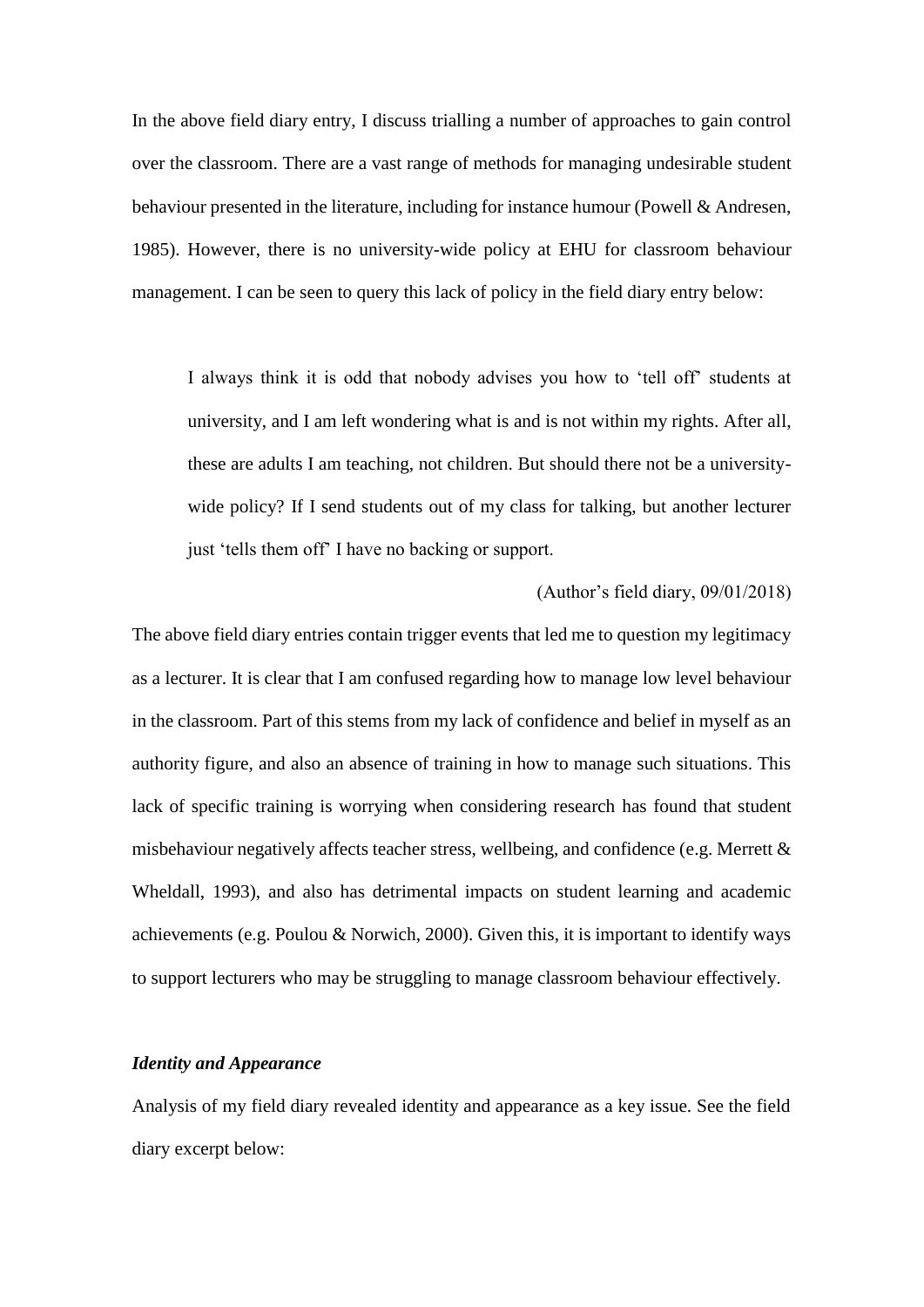In the above field diary entry, I discuss trialling a number of approaches to gain control over the classroom. There are a vast range of methods for managing undesirable student behaviour presented in the literature, including for instance humour (Powell & Andresen, 1985). However, there is no university-wide policy at EHU for classroom behaviour management. I can be seen to query this lack of policy in the field diary entry below:

> I always think it is odd that nobody advises you how to 'tell off' students at university, and I am left wondering what is and is not within my rights. After all, these are adults I am teaching, not children. But should there not be a university-wide policy? If I send students out of my class for talking, but another lecturer just 'tells them off' I have no backing or support.
>
> (Author's field diary, 09/01/2018)

The above field diary entries contain trigger events that led me to question my legitimacy as a lecturer. It is clear that I am confused regarding how to manage low level behaviour in the classroom. Part of this stems from my lack of confidence and belief in myself as an authority figure, and also an absence of training in how to manage such situations. This lack of specific training is worrying when considering research has found that student misbehaviour negatively affects teacher stress, wellbeing, and confidence (e.g. Merrett & Wheldall, 1993), and also has detrimental impacts on student learning and academic achievements (e.g. Poulou & Norwich, 2000). Given this, it is important to identify ways to support lecturers who may be struggling to manage classroom behaviour effectively.

### *Identity and Appearance*

Analysis of my field diary revealed identity and appearance as a key issue. See the field diary excerpt below: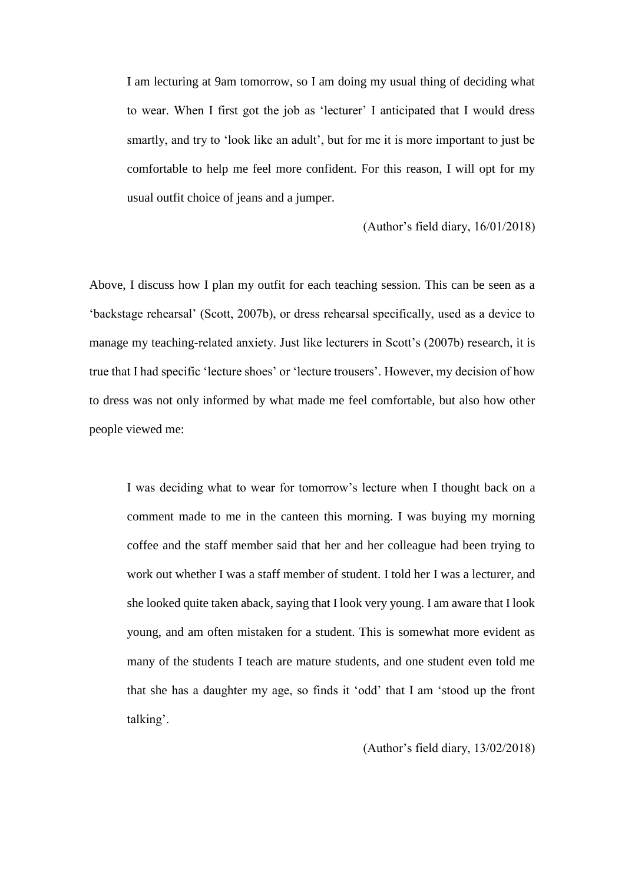> I am lecturing at 9am tomorrow, so I am doing my usual thing of deciding what to wear. When I first got the job as 'lecturer' I anticipated that I would dress smartly, and try to 'look like an adult', but for me it is more important to just be comfortable to help me feel more confident. For this reason, I will opt for my usual outfit choice of jeans and a jumper.
>
> (Author's field diary, 16/01/2018)

Above, I discuss how I plan my outfit for each teaching session. This can be seen as a 'backstage rehearsal' (Scott, 2007b), or dress rehearsal specifically, used as a device to manage my teaching-related anxiety. Just like lecturers in Scott's (2007b) research, it is true that I had specific 'lecture shoes' or 'lecture trousers'. However, my decision of how to dress was not only informed by what made me feel comfortable, but also how other people viewed me:

> I was deciding what to wear for tomorrow's lecture when I thought back on a comment made to me in the canteen this morning. I was buying my morning coffee and the staff member said that her and her colleague had been trying to work out whether I was a staff member of student. I told her I was a lecturer, and she looked quite taken aback, saying that I look very young. I am aware that I look young, and am often mistaken for a student. This is somewhat more evident as many of the students I teach are mature students, and one student even told me that she has a daughter my age, so finds it 'odd' that I am 'stood up the front talking'.
>
> (Author's field diary, 13/02/2018)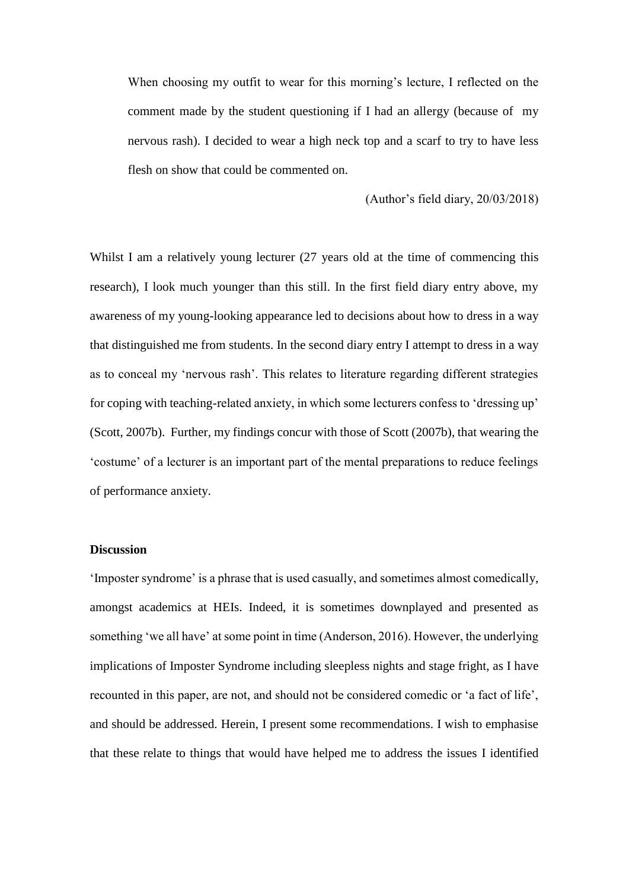> When choosing my outfit to wear for this morning's lecture, I reflected on the comment made by the student questioning if I had an allergy (because of my nervous rash). I decided to wear a high neck top and a scarf to try to have less flesh on show that could be commented on.
>
> (Author's field diary, 20/03/2018)

Whilst I am a relatively young lecturer (27 years old at the time of commencing this research), I look much younger than this still. In the first field diary entry above, my awareness of my young-looking appearance led to decisions about how to dress in a way that distinguished me from students. In the second diary entry I attempt to dress in a way as to conceal my 'nervous rash'. This relates to literature regarding different strategies for coping with teaching-related anxiety, in which some lecturers confess to 'dressing up' (Scott, 2007b). Further, my findings concur with those of Scott (2007b), that wearing the 'costume' of a lecturer is an important part of the mental preparations to reduce feelings of performance anxiety.

**Discussion**

'Imposter syndrome' is a phrase that is used casually, and sometimes almost comedically, amongst academics at HEIs. Indeed, it is sometimes downplayed and presented as something 'we all have' at some point in time (Anderson, 2016). However, the underlying implications of Imposter Syndrome including sleepless nights and stage fright, as I have recounted in this paper, are not, and should not be considered comedic or 'a fact of life', and should be addressed. Herein, I present some recommendations. I wish to emphasise that these relate to things that would have helped me to address the issues I identified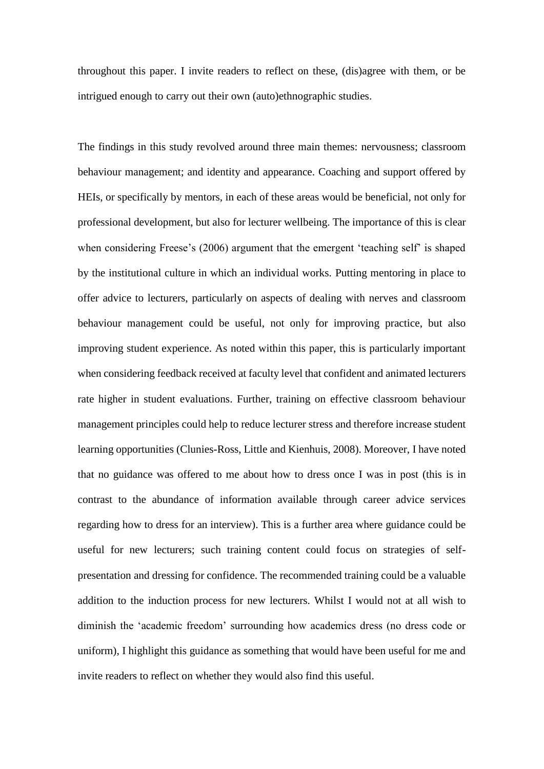throughout this paper. I invite readers to reflect on these, (dis)agree with them, or be intrigued enough to carry out their own (auto)ethnographic studies.

The findings in this study revolved around three main themes: nervousness; classroom behaviour management; and identity and appearance. Coaching and support offered by HEIs, or specifically by mentors, in each of these areas would be beneficial, not only for professional development, but also for lecturer wellbeing. The importance of this is clear when considering Freese's (2006) argument that the emergent 'teaching self' is shaped by the institutional culture in which an individual works. Putting mentoring in place to offer advice to lecturers, particularly on aspects of dealing with nerves and classroom behaviour management could be useful, not only for improving practice, but also improving student experience. As noted within this paper, this is particularly important when considering feedback received at faculty level that confident and animated lecturers rate higher in student evaluations. Further, training on effective classroom behaviour management principles could help to reduce lecturer stress and therefore increase student learning opportunities (Clunies-Ross, Little and Kienhuis, 2008). Moreover, I have noted that no guidance was offered to me about how to dress once I was in post (this is in contrast to the abundance of information available through career advice services regarding how to dress for an interview). This is a further area where guidance could be useful for new lecturers; such training content could focus on strategies of self-presentation and dressing for confidence. The recommended training could be a valuable addition to the induction process for new lecturers. Whilst I would not at all wish to diminish the 'academic freedom' surrounding how academics dress (no dress code or uniform), I highlight this guidance as something that would have been useful for me and invite readers to reflect on whether they would also find this useful.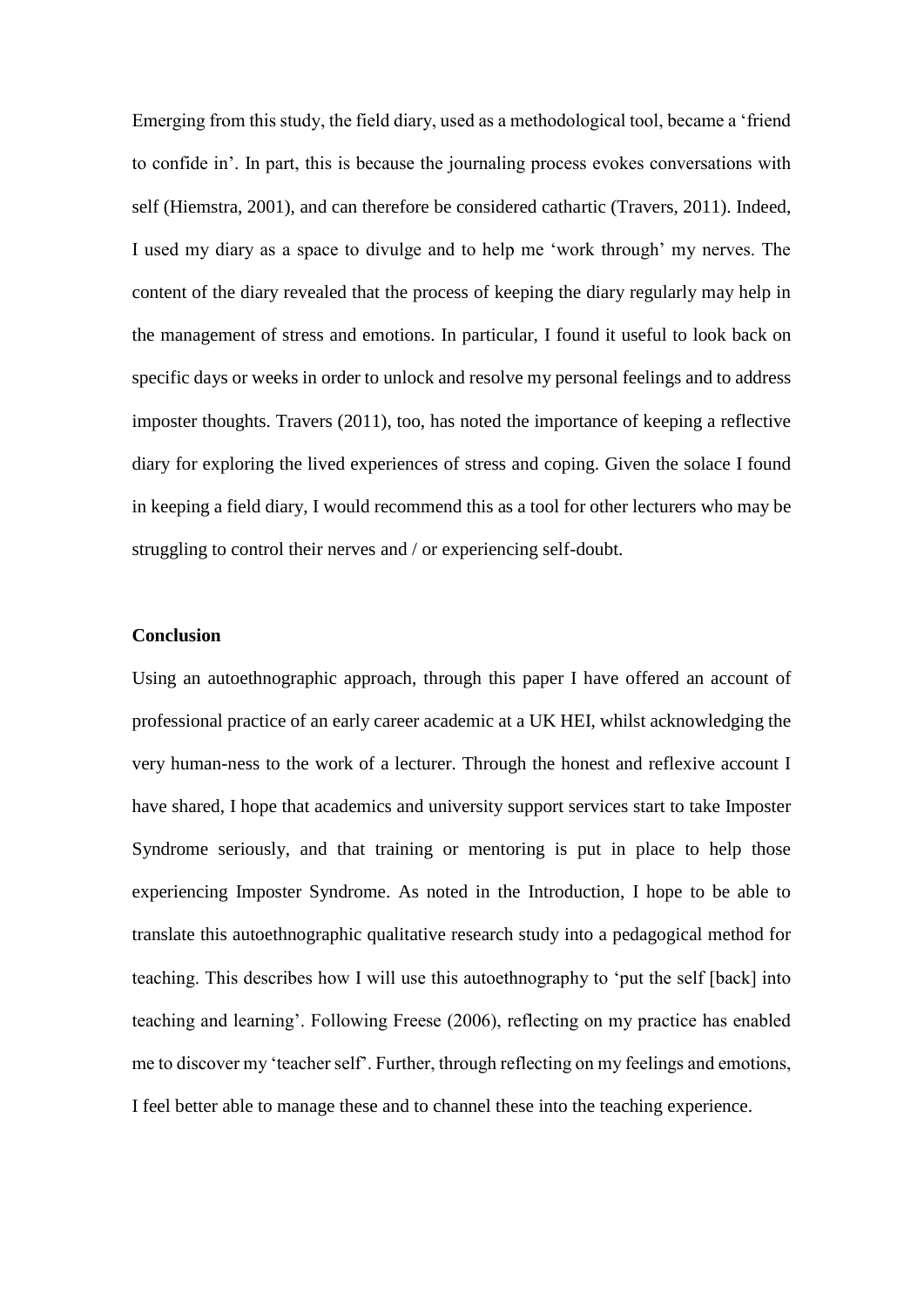Emerging from this study, the field diary, used as a methodological tool, became a 'friend to confide in'. In part, this is because the journaling process evokes conversations with self (Hiemstra, 2001), and can therefore be considered cathartic (Travers, 2011). Indeed, I used my diary as a space to divulge and to help me 'work through' my nerves. The content of the diary revealed that the process of keeping the diary regularly may help in the management of stress and emotions. In particular, I found it useful to look back on specific days or weeks in order to unlock and resolve my personal feelings and to address imposter thoughts. Travers (2011), too, has noted the importance of keeping a reflective diary for exploring the lived experiences of stress and coping. Given the solace I found in keeping a field diary, I would recommend this as a tool for other lecturers who may be struggling to control their nerves and / or experiencing self-doubt.

**Conclusion**

Using an autoethnographic approach, through this paper I have offered an account of professional practice of an early career academic at a UK HEI, whilst acknowledging the very human-ness to the work of a lecturer. Through the honest and reflexive account I have shared, I hope that academics and university support services start to take Imposter Syndrome seriously, and that training or mentoring is put in place to help those experiencing Imposter Syndrome. As noted in the Introduction, I hope to be able to translate this autoethnographic qualitative research study into a pedagogical method for teaching. This describes how I will use this autoethnography to 'put the self [back] into teaching and learning'. Following Freese (2006), reflecting on my practice has enabled me to discover my 'teacher self'. Further, through reflecting on my feelings and emotions, I feel better able to manage these and to channel these into the teaching experience.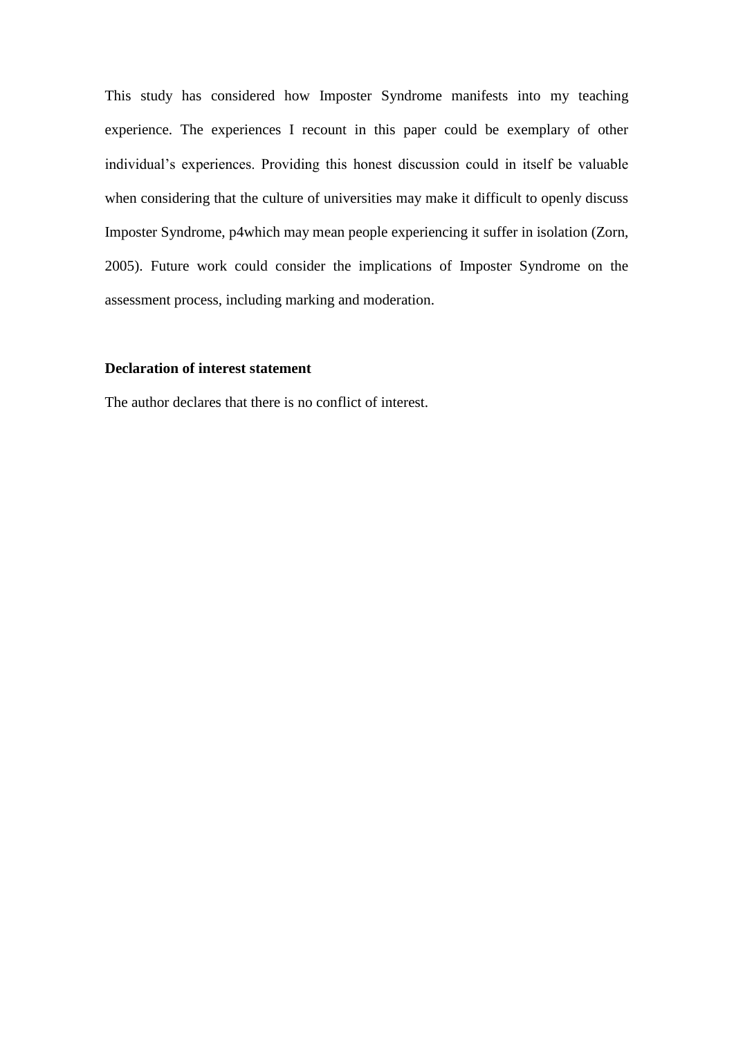This study has considered how Imposter Syndrome manifests into my teaching experience. The experiences I recount in this paper could be exemplary of other individual's experiences. Providing this honest discussion could in itself be valuable when considering that the culture of universities may make it difficult to openly discuss Imposter Syndrome, p4which may mean people experiencing it suffer in isolation (Zorn, 2005). Future work could consider the implications of Imposter Syndrome on the assessment process, including marking and moderation.

**Declaration of interest statement**

The author declares that there is no conflict of interest.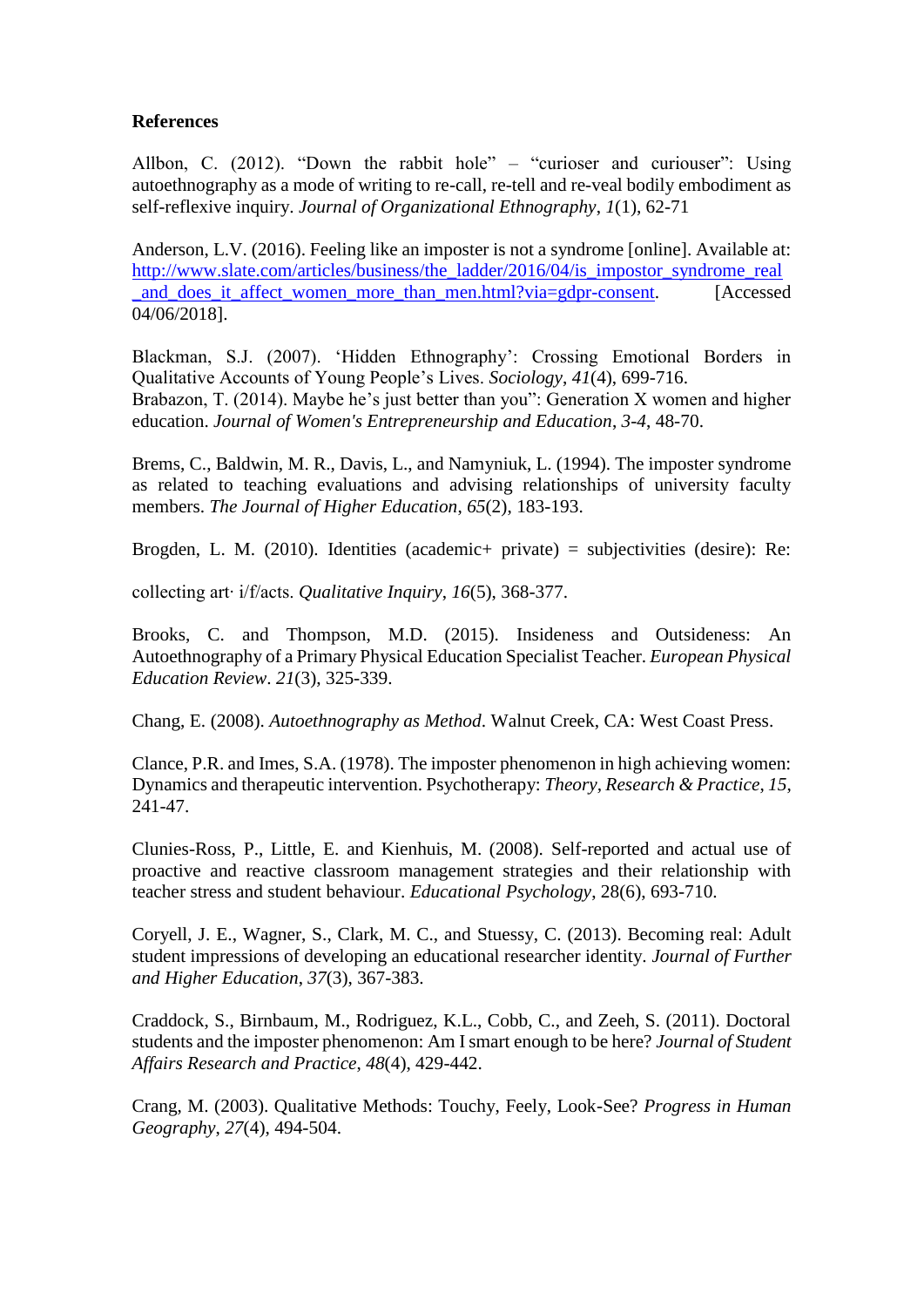**References**

Allbon, C. (2012). "Down the rabbit hole" – "curioser and curiouser": Using autoethnography as a mode of writing to re-call, re-tell and re-veal bodily embodiment as self-reflexive inquiry. *Journal of Organizational Ethnography*, *1*(1), 62-71

Anderson, L.V. (2016). Feeling like an imposter is not a syndrome [online]. Available at: [http://www.slate.com/articles/business/the_ladder/2016/04/is_impostor_syndrome_real_and_does_it_affect_women_more_than_men.html?via=gdpr-consent](http://www.slate.com/articles/business/the_ladder/2016/04/is_impostor_syndrome_real_and_does_it_affect_women_more_than_men.html?via=gdpr-consent). [Accessed 04/06/2018].

Blackman, S.J. (2007). 'Hidden Ethnography': Crossing Emotional Borders in Qualitative Accounts of Young People's Lives. *Sociology*, *41*(4), 699-716.
Brabazon, T. (2014). Maybe he's just better than you": Generation X women and higher education. *Journal of Women's Entrepreneurship and Education*, *3-4*, 48-70.

Brems, C., Baldwin, M. R., Davis, L., and Namyniuk, L. (1994). The imposter syndrome as related to teaching evaluations and advising relationships of university faculty members. *The Journal of Higher Education*, *65*(2), 183-193.

Brogden, L. M. (2010). Identities (academic+ private) = subjectivities (desire): Re:

collecting art· i/f/acts. *Qualitative Inquiry*, *16*(5), 368-377.

Brooks, C. and Thompson, M.D. (2015). Insideness and Outsideness: An Autoethnography of a Primary Physical Education Specialist Teacher. *European Physical Education Review*. *21*(3), 325-339.

Chang, E. (2008). *Autoethnography as Method*. Walnut Creek, CA: West Coast Press.

Clance, P.R. and Imes, S.A. (1978). The imposter phenomenon in high achieving women: Dynamics and therapeutic intervention. Psychotherapy: *Theory, Research & Practice*, *15*, 241-47.

Clunies-Ross, P., Little, E. and Kienhuis, M. (2008). Self-reported and actual use of proactive and reactive classroom management strategies and their relationship with teacher stress and student behaviour. *Educational Psychology*, 28(6), 693-710.

Coryell, J. E., Wagner, S., Clark, M. C., and Stuessy, C. (2013). Becoming real: Adult student impressions of developing an educational researcher identity. *Journal of Further and Higher Education*, *37*(3), 367-383.

Craddock, S., Birnbaum, M., Rodriguez, K.L., Cobb, C., and Zeeh, S. (2011). Doctoral students and the imposter phenomenon: Am I smart enough to be here? *Journal of Student Affairs Research and Practice*, *48*(4), 429-442.

Crang, M. (2003). Qualitative Methods: Touchy, Feely, Look-See? *Progress in Human Geography*, *27*(4), 494-504.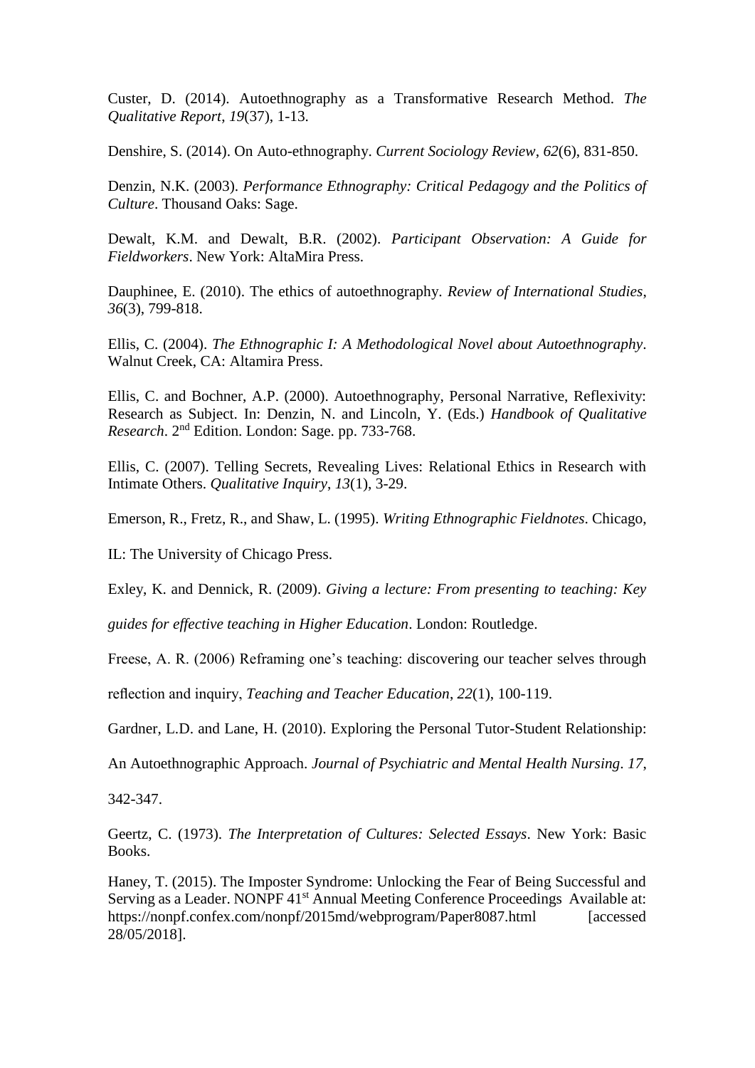Custer, D. (2014). Autoethnography as a Transformative Research Method. *The Qualitative Report*, *19*(37), 1-13.

Denshire, S. (2014). On Auto-ethnography. *Current Sociology Review*, *62*(6), 831-850.

Denzin, N.K. (2003). *Performance Ethnography: Critical Pedagogy and the Politics of Culture*. Thousand Oaks: Sage.

Dewalt, K.M. and Dewalt, B.R. (2002). *Participant Observation: A Guide for Fieldworkers*. New York: AltaMira Press.

Dauphinee, E. (2010). The ethics of autoethnography. *Review of International Studies*, *36*(3), 799-818.

Ellis, C. (2004). *The Ethnographic I: A Methodological Novel about Autoethnography*. Walnut Creek, CA: Altamira Press.

Ellis, C. and Bochner, A.P. (2000). Autoethnography, Personal Narrative, Reflexivity: Research as Subject. In: Denzin, N. and Lincoln, Y. (Eds.) *Handbook of Qualitative Research*. 2nd Edition. London: Sage. pp. 733-768.

Ellis, C. (2007). Telling Secrets, Revealing Lives: Relational Ethics in Research with Intimate Others. *Qualitative Inquiry*, *13*(1), 3-29.

Emerson, R., Fretz, R., and Shaw, L. (1995). *Writing Ethnographic Fieldnotes*. Chicago, IL: The University of Chicago Press.

Exley, K. and Dennick, R. (2009). *Giving a lecture: From presenting to teaching: Key guides for effective teaching in Higher Education*. London: Routledge.

Freese, A. R. (2006) Reframing one's teaching: discovering our teacher selves through reflection and inquiry, *Teaching and Teacher Education*, *22*(1), 100-119.

Gardner, L.D. and Lane, H. (2010). Exploring the Personal Tutor-Student Relationship: An Autoethnographic Approach. *Journal of Psychiatric and Mental Health Nursing*. *17*, 342-347.

Geertz, C. (1973). *The Interpretation of Cultures: Selected Essays*. New York: Basic Books.

Haney, T. (2015). The Imposter Syndrome: Unlocking the Fear of Being Successful and Serving as a Leader. NONPF 41st Annual Meeting Conference Proceedings Available at: https://nonpf.confex.com/nonpf/2015md/webprogram/Paper8087.html [accessed 28/05/2018].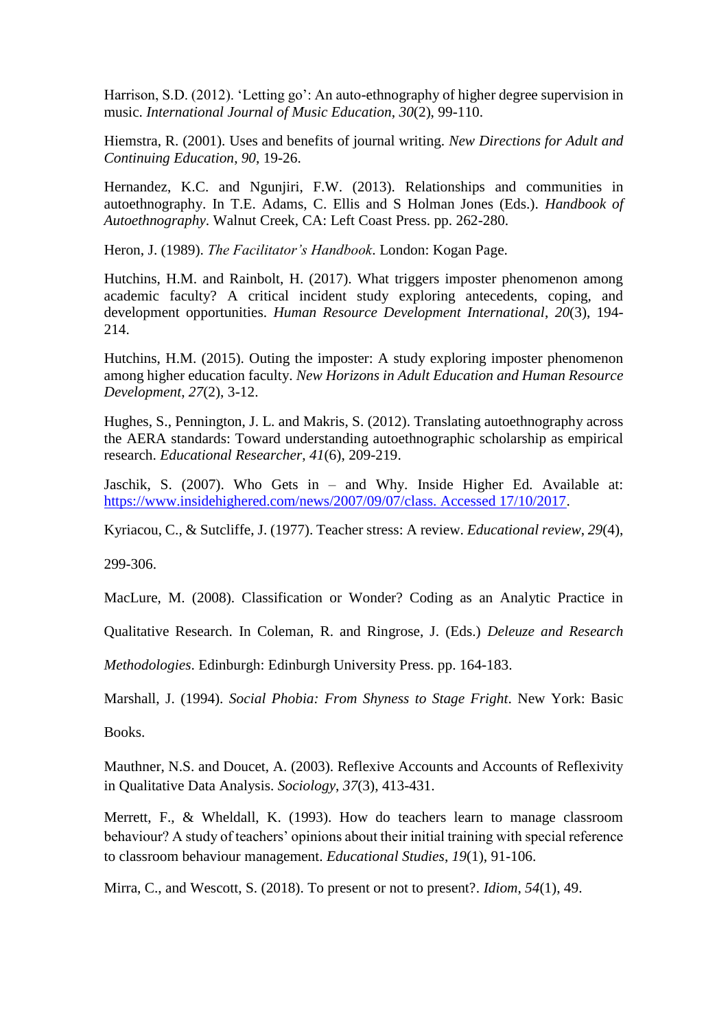Harrison, S.D. (2012). ‘Letting go’: An auto-ethnography of higher degree supervision in music. *International Journal of Music Education*, *30*(2), 99-110.

Hiemstra, R. (2001). Uses and benefits of journal writing. *New Directions for Adult and Continuing Education*, *90*, 19-26.

Hernandez, K.C. and Ngunjiri, F.W. (2013). Relationships and communities in autoethnography. In T.E. Adams, C. Ellis and S Holman Jones (Eds.). *Handbook of Autoethnography*. Walnut Creek, CA: Left Coast Press. pp. 262-280.

Heron, J. (1989). *The Facilitator's Handbook*. London: Kogan Page.

Hutchins, H.M. and Rainbolt, H. (2017). What triggers imposter phenomenon among academic faculty? A critical incident study exploring antecedents, coping, and development opportunities. *Human Resource Development International*, *20*(3), 194-214.

Hutchins, H.M. (2015). Outing the imposter: A study exploring imposter phenomenon among higher education faculty. *New Horizons in Adult Education and Human Resource Development*, *27*(2), 3-12.

Hughes, S., Pennington, J. L. and Makris, S. (2012). Translating autoethnography across the AERA standards: Toward understanding autoethnographic scholarship as empirical research. *Educational Researcher*, *41*(6), 209-219.

Jaschik, S. (2007). Who Gets in – and Why. Inside Higher Ed. Available at: https://www.insidehighered.com/news/2007/09/07/class. Accessed 17/10/2017.

Kyriacou, C., & Sutcliffe, J. (1977). Teacher stress: A review. *Educational review*, *29*(4), 299-306.

MacLure, M. (2008). Classification or Wonder? Coding as an Analytic Practice in Qualitative Research. In Coleman, R. and Ringrose, J. (Eds.) *Deleuze and Research Methodologies*. Edinburgh: Edinburgh University Press. pp. 164-183.

Marshall, J. (1994). *Social Phobia: From Shyness to Stage Fright*. New York: Basic Books.

Mauthner, N.S. and Doucet, A. (2003). Reflexive Accounts and Accounts of Reflexivity in Qualitative Data Analysis. *Sociology*, *37*(3), 413-431.

Merrett, F., & Wheldall, K. (1993). How do teachers learn to manage classroom behaviour? A study of teachers' opinions about their initial training with special reference to classroom behaviour management. *Educational Studies*, *19*(1), 91-106.

Mirra, C., and Wescott, S. (2018). To present or not to present?. *Idiom*, *54*(1), 49.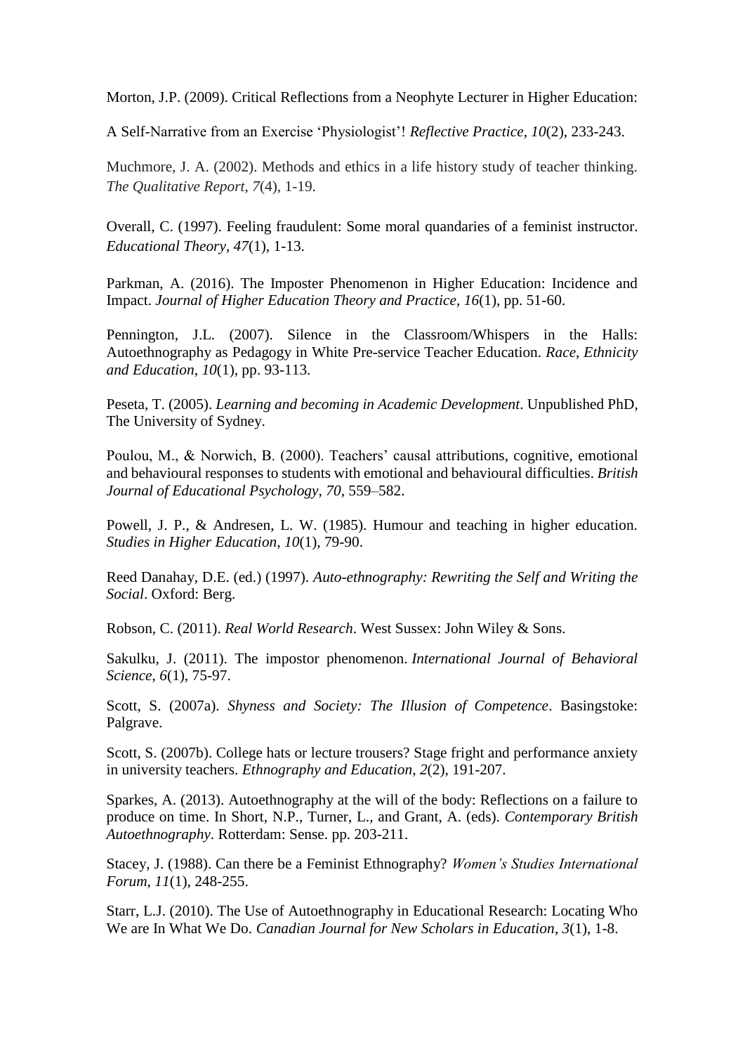Morton, J.P. (2009). Critical Reflections from a Neophyte Lecturer in Higher Education: A Self-Narrative from an Exercise 'Physiologist'! *Reflective Practice*, *10*(2), 233-243.

Muchmore, J. A. (2002). Methods and ethics in a life history study of teacher thinking. *The Qualitative Report*, *7*(4), 1-19.

Overall, C. (1997). Feeling fraudulent: Some moral quandaries of a feminist instructor. *Educational Theory*, *47*(1), 1-13.

Parkman, A. (2016). The Imposter Phenomenon in Higher Education: Incidence and Impact. *Journal of Higher Education Theory and Practice*, *16*(1), pp. 51-60.

Pennington, J.L. (2007). Silence in the Classroom/Whispers in the Halls: Autoethnography as Pedagogy in White Pre-service Teacher Education. *Race, Ethnicity and Education*, *10*(1), pp. 93-113.

Peseta, T. (2005). *Learning and becoming in Academic Development*. Unpublished PhD, The University of Sydney.

Poulou, M., & Norwich, B. (2000). Teachers' causal attributions, cognitive, emotional and behavioural responses to students with emotional and behavioural difficulties. *British Journal of Educational Psychology*, *70*, 559–582.

Powell, J. P., & Andresen, L. W. (1985). Humour and teaching in higher education. *Studies in Higher Education*, *10*(1), 79-90.

Reed Danahay, D.E. (ed.) (1997). *Auto-ethnography: Rewriting the Self and Writing the Social*. Oxford: Berg.

Robson, C. (2011). *Real World Research*. West Sussex: John Wiley & Sons.

Sakulku, J. (2011). The impostor phenomenon. *International Journal of Behavioral Science*, *6*(1), 75-97.

Scott, S. (2007a). *Shyness and Society: The Illusion of Competence*. Basingstoke: Palgrave.

Scott, S. (2007b). College hats or lecture trousers? Stage fright and performance anxiety in university teachers. *Ethnography and Education*, *2*(2), 191-207.

Sparkes, A. (2013). Autoethnography at the will of the body: Reflections on a failure to produce on time. In Short, N.P., Turner, L., and Grant, A. (eds). *Contemporary British Autoethnography*. Rotterdam: Sense. pp. 203-211.

Stacey, J. (1988). Can there be a Feminist Ethnography? *Women's Studies International Forum*, *11*(1), 248-255.

Starr, L.J. (2010). The Use of Autoethnography in Educational Research: Locating Who We are In What We Do. *Canadian Journal for New Scholars in Education*, *3*(1), 1-8.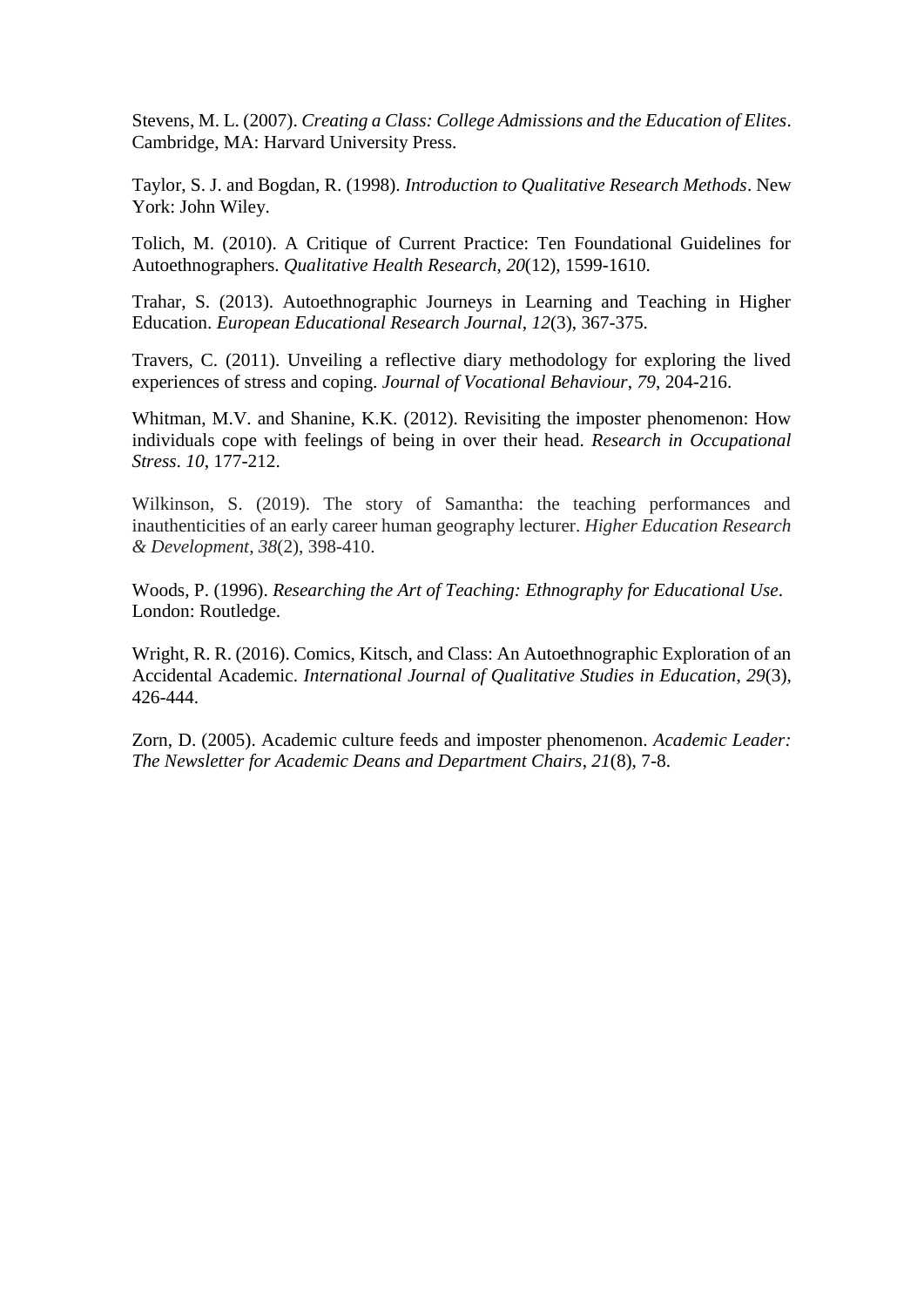Stevens, M. L. (2007). *Creating a Class: College Admissions and the Education of Elites*. Cambridge, MA: Harvard University Press.

Taylor, S. J. and Bogdan, R. (1998). *Introduction to Qualitative Research Methods*. New York: John Wiley.

Tolich, M. (2010). A Critique of Current Practice: Ten Foundational Guidelines for Autoethnographers. *Qualitative Health Research*, *20*(12), 1599-1610.

Trahar, S. (2013). Autoethnographic Journeys in Learning and Teaching in Higher Education. *European Educational Research Journal*, *12*(3), 367-375.

Travers, C. (2011). Unveiling a reflective diary methodology for exploring the lived experiences of stress and coping. *Journal of Vocational Behaviour*, *79*, 204-216.

Whitman, M.V. and Shanine, K.K. (2012). Revisiting the imposter phenomenon: How individuals cope with feelings of being in over their head. *Research in Occupational Stress*. *10*, 177-212.

Wilkinson, S. (2019). The story of Samantha: the teaching performances and inauthenticities of an early career human geography lecturer. *Higher Education Research & Development*, *38*(2), 398-410.

Woods, P. (1996). *Researching the Art of Teaching: Ethnography for Educational Use*. London: Routledge.

Wright, R. R. (2016). Comics, Kitsch, and Class: An Autoethnographic Exploration of an Accidental Academic. *International Journal of Qualitative Studies in Education*, *29*(3), 426-444.

Zorn, D. (2005). Academic culture feeds and imposter phenomenon. *Academic Leader: The Newsletter for Academic Deans and Department Chairs*, *21*(8), 7-8.